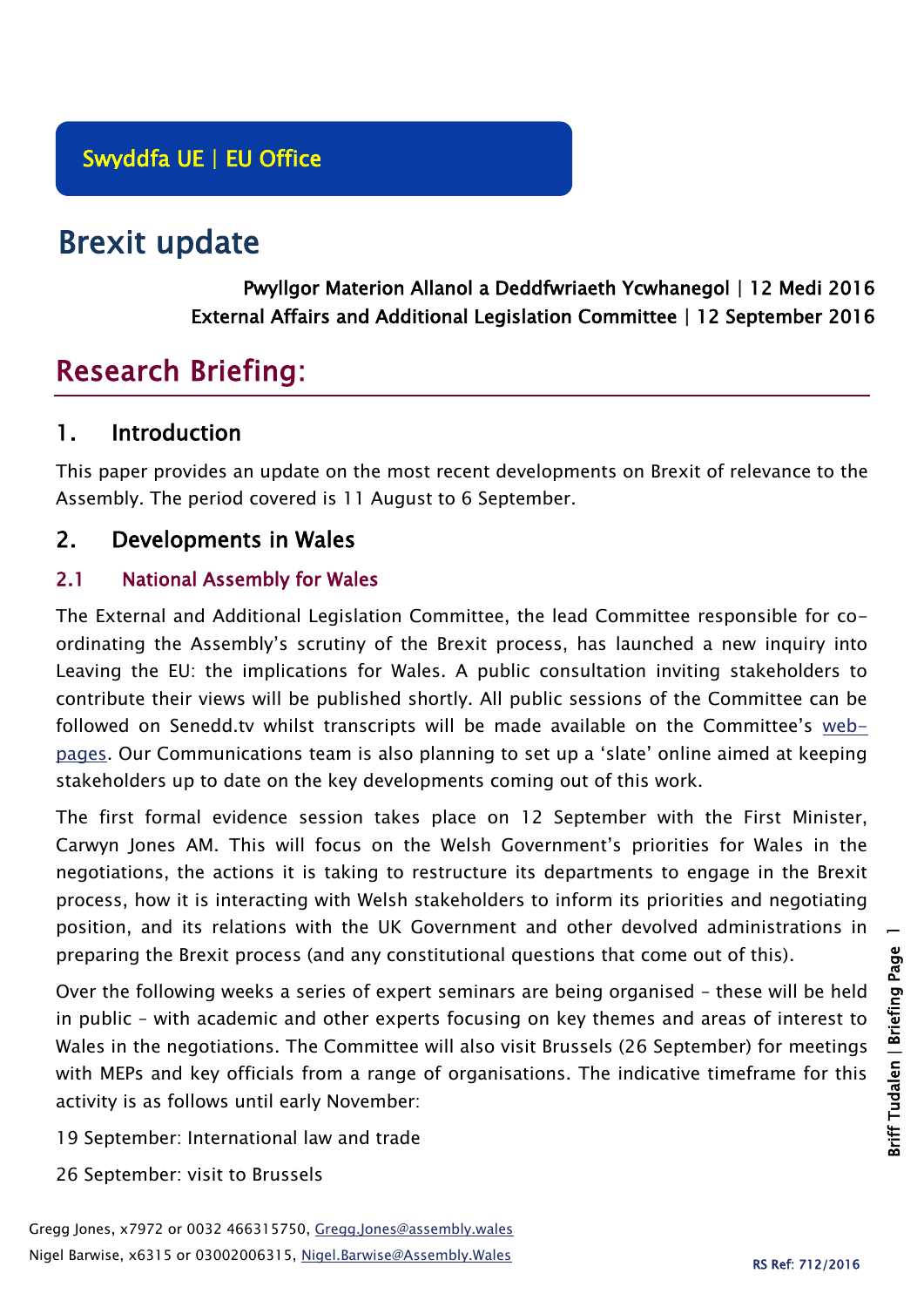Swyddfa UE | EU Office

# Brexit update

Pwyllgor Materion Allanol a Deddfwriaeth Ycwhanegol | 12 Medi 2016
External Affairs and Additional Legislation Committee | 12 September 2016

## Research Briefing:

## 1. Introduction

This paper provides an update on the most recent developments on Brexit of relevance to the Assembly. The period covered is 11 August to 6 September.

## 2. Developments in Wales

### 2.1 National Assembly for Wales

The External and Additional Legislation Committee, the lead Committee responsible for co-ordinating the Assembly's scrutiny of the Brexit process, has launched a new inquiry into Leaving the EU: the implications for Wales. A public consultation inviting stakeholders to contribute their views will be published shortly. All public sessions of the Committee can be followed on Senedd.tv whilst transcripts will be made available on the Committee's web-pages. Our Communications team is also planning to set up a 'slate' online aimed at keeping stakeholders up to date on the key developments coming out of this work.

The first formal evidence session takes place on 12 September with the First Minister, Carwyn Jones AM. This will focus on the Welsh Government's priorities for Wales in the negotiations, the actions it is taking to restructure its departments to engage in the Brexit process, how it is interacting with Welsh stakeholders to inform its priorities and negotiating position, and its relations with the UK Government and other devolved administrations in preparing the Brexit process (and any constitutional questions that come out of this).

Over the following weeks a series of expert seminars are being organised – these will be held in public – with academic and other experts focusing on key themes and areas of interest to Wales in the negotiations. The Committee will also visit Brussels (26 September) for meetings with MEPs and key officials from a range of organisations. The indicative timeframe for this activity is as follows until early November:

19 September: International law and trade

26 September: visit to Brussels

Gregg Jones, x7972 or 0032 466315750, Gregg.Jones@assembly.wales
Nigel Barwise, x6315 or 03002006315, Nigel.Barwise@Assembly.Wales

RS Ref: 712/2016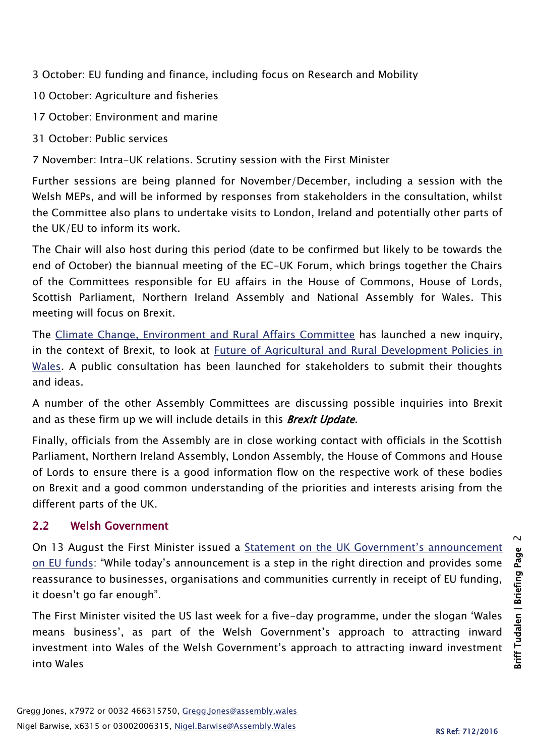3 October: EU funding and finance, including focus on Research and Mobility

10 October: Agriculture and fisheries

17 October: Environment and marine

31 October: Public services

7 November: Intra-UK relations. Scrutiny session with the First Minister

Further sessions are being planned for November/December, including a session with the Welsh MEPs, and will be informed by responses from stakeholders in the consultation, whilst the Committee also plans to undertake visits to London, Ireland and potentially other parts of the UK/EU to inform its work.

The Chair will also host during this period (date to be confirmed but likely to be towards the end of October) the biannual meeting of the EC-UK Forum, which brings together the Chairs of the Committees responsible for EU affairs in the House of Commons, House of Lords, Scottish Parliament, Northern Ireland Assembly and National Assembly for Wales. This meeting will focus on Brexit.

The Climate Change, Environment and Rural Affairs Committee has launched a new inquiry, in the context of Brexit, to look at Future of Agricultural and Rural Development Policies in Wales. A public consultation has been launched for stakeholders to submit their thoughts and ideas.

A number of the other Assembly Committees are discussing possible inquiries into Brexit and as these firm up we will include details in this ***Brexit Update***.

Finally, officials from the Assembly are in close working contact with officials in the Scottish Parliament, Northern Ireland Assembly, London Assembly, the House of Commons and House of Lords to ensure there is a good information flow on the respective work of these bodies on Brexit and a good common understanding of the priorities and interests arising from the different parts of the UK.

## 2.2 Welsh Government

On 13 August the First Minister issued a Statement on the UK Government's announcement on EU funds: "While today's announcement is a step in the right direction and provides some reassurance to businesses, organisations and communities currently in receipt of EU funding, it doesn't go far enough".

The First Minister visited the US last week for a five-day programme, under the slogan 'Wales means business', as part of the Welsh Government's approach to attracting inward investment into Wales of the Welsh Government's approach to attracting inward investment into Wales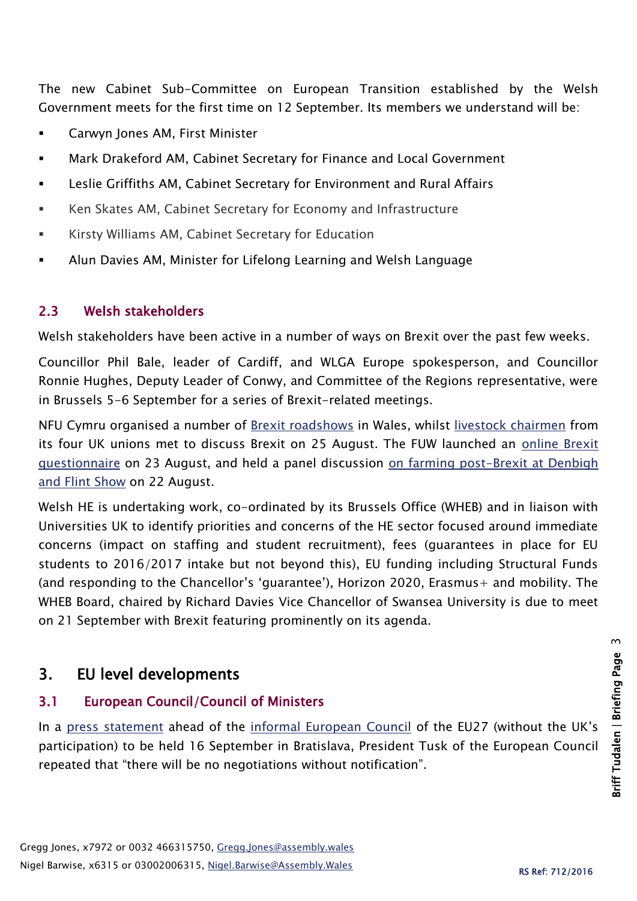The new Cabinet Sub-Committee on European Transition established by the Welsh Government meets for the first time on 12 September. Its members we understand will be:

- Carwyn Jones AM, First Minister
- Mark Drakeford AM, Cabinet Secretary for Finance and Local Government
- Leslie Griffiths AM, Cabinet Secretary for Environment and Rural Affairs
- Ken Skates AM, Cabinet Secretary for Economy and Infrastructure
- Kirsty Williams AM, Cabinet Secretary for Education
- Alun Davies AM, Minister for Lifelong Learning and Welsh Language

### 2.3 Welsh stakeholders

Welsh stakeholders have been active in a number of ways on Brexit over the past few weeks.

Councillor Phil Bale, leader of Cardiff, and WLGA Europe spokesperson, and Councillor Ronnie Hughes, Deputy Leader of Conwy, and Committee of the Regions representative, were in Brussels 5-6 September for a series of Brexit-related meetings.

NFU Cymru organised a number of Brexit roadshows in Wales, whilst livestock chairmen from its four UK unions met to discuss Brexit on 25 August. The FUW launched an online Brexit questionnaire on 23 August, and held a panel discussion on farming post-Brexit at Denbigh and Flint Show on 22 August.

Welsh HE is undertaking work, co-ordinated by its Brussels Office (WHEB) and in liaison with Universities UK to identify priorities and concerns of the HE sector focused around immediate concerns (impact on staffing and student recruitment), fees (guarantees in place for EU students to 2016/2017 intake but not beyond this), EU funding including Structural Funds (and responding to the Chancellor's 'guarantee'), Horizon 2020, Erasmus+ and mobility. The WHEB Board, chaired by Richard Davies Vice Chancellor of Swansea University is due to meet on 21 September with Brexit featuring prominently on its agenda.

## 3. EU level developments

### 3.1 European Council/Council of Ministers

In a press statement ahead of the informal European Council of the EU27 (without the UK's participation) to be held 16 September in Bratislava, President Tusk of the European Council repeated that "there will be no negotiations without notification".

Gregg Jones, x7972 or 0032 466315750, Gregg.Jones@assembly.wales
Nigel Barwise, x6315 or 03002006315, Nigel.Barwise@Assembly.Wales

RS Ref: 712/2016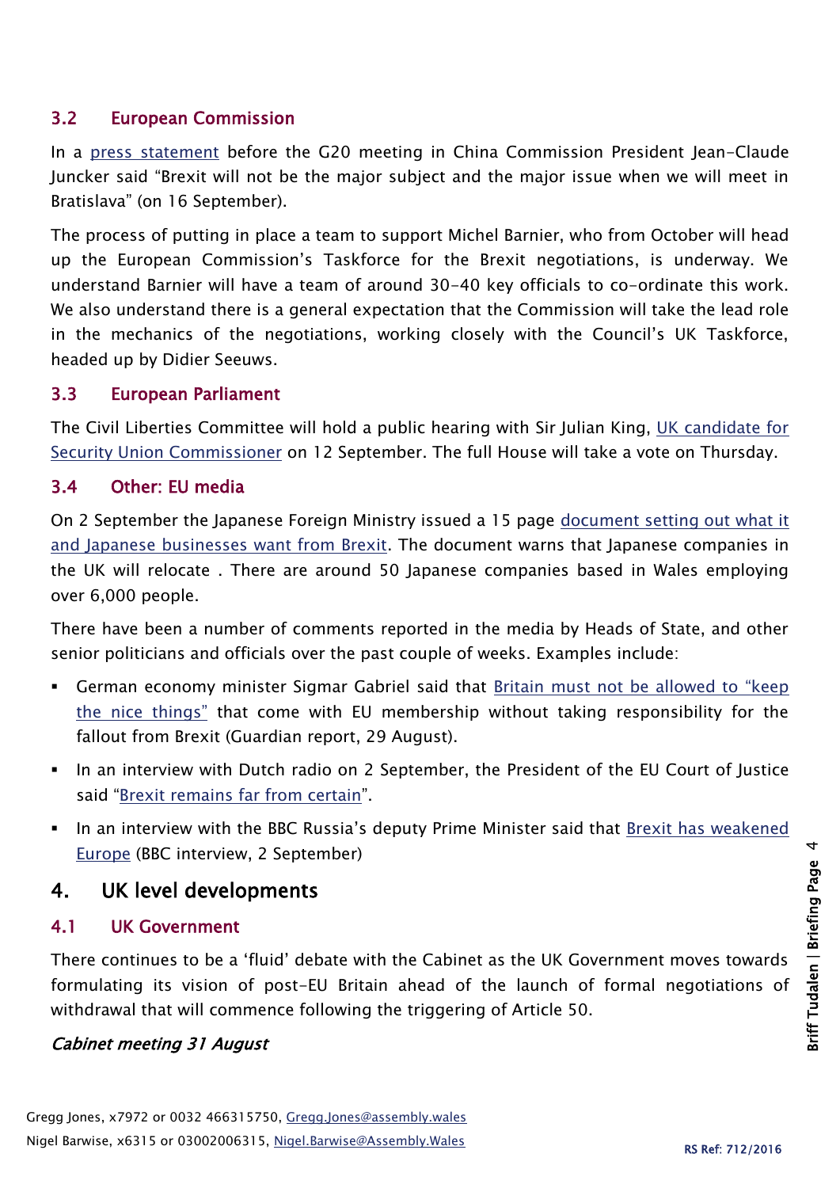### 3.2 European Commission

In a press statement before the G20 meeting in China Commission President Jean-Claude Juncker said “Brexit will not be the major subject and the major issue when we will meet in Bratislava” (on 16 September).

The process of putting in place a team to support Michel Barnier, who from October will head up the European Commission’s Taskforce for the Brexit negotiations, is underway. We understand Barnier will have a team of around 30-40 key officials to co-ordinate this work. We also understand there is a general expectation that the Commission will take the lead role in the mechanics of the negotiations, working closely with the Council’s UK Taskforce, headed up by Didier Seeuws.

### 3.3 European Parliament

The Civil Liberties Committee will hold a public hearing with Sir Julian King, UK candidate for Security Union Commissioner on 12 September. The full House will take a vote on Thursday.

### 3.4 Other: EU media

On 2 September the Japanese Foreign Ministry issued a 15 page document setting out what it and Japanese businesses want from Brexit. The document warns that Japanese companies in the UK will relocate . There are around 50 Japanese companies based in Wales employing over 6,000 people.

There have been a number of comments reported in the media by Heads of State, and other senior politicians and officials over the past couple of weeks. Examples include:

- German economy minister Sigmar Gabriel said that Britain must not be allowed to “keep the nice things” that come with EU membership without taking responsibility for the fallout from Brexit (Guardian report, 29 August).
- In an interview with Dutch radio on 2 September, the President of the EU Court of Justice said “Brexit remains far from certain”.
- In an interview with the BBC Russia’s deputy Prime Minister said that Brexit has weakened Europe (BBC interview, 2 September)

## 4. UK level developments

### 4.1 UK Government

There continues to be a ‘fluid’ debate with the Cabinet as the UK Government moves towards formulating its vision of post-EU Britain ahead of the launch of formal negotiations of withdrawal that will commence following the triggering of Article 50.

*Cabinet meeting 31 August*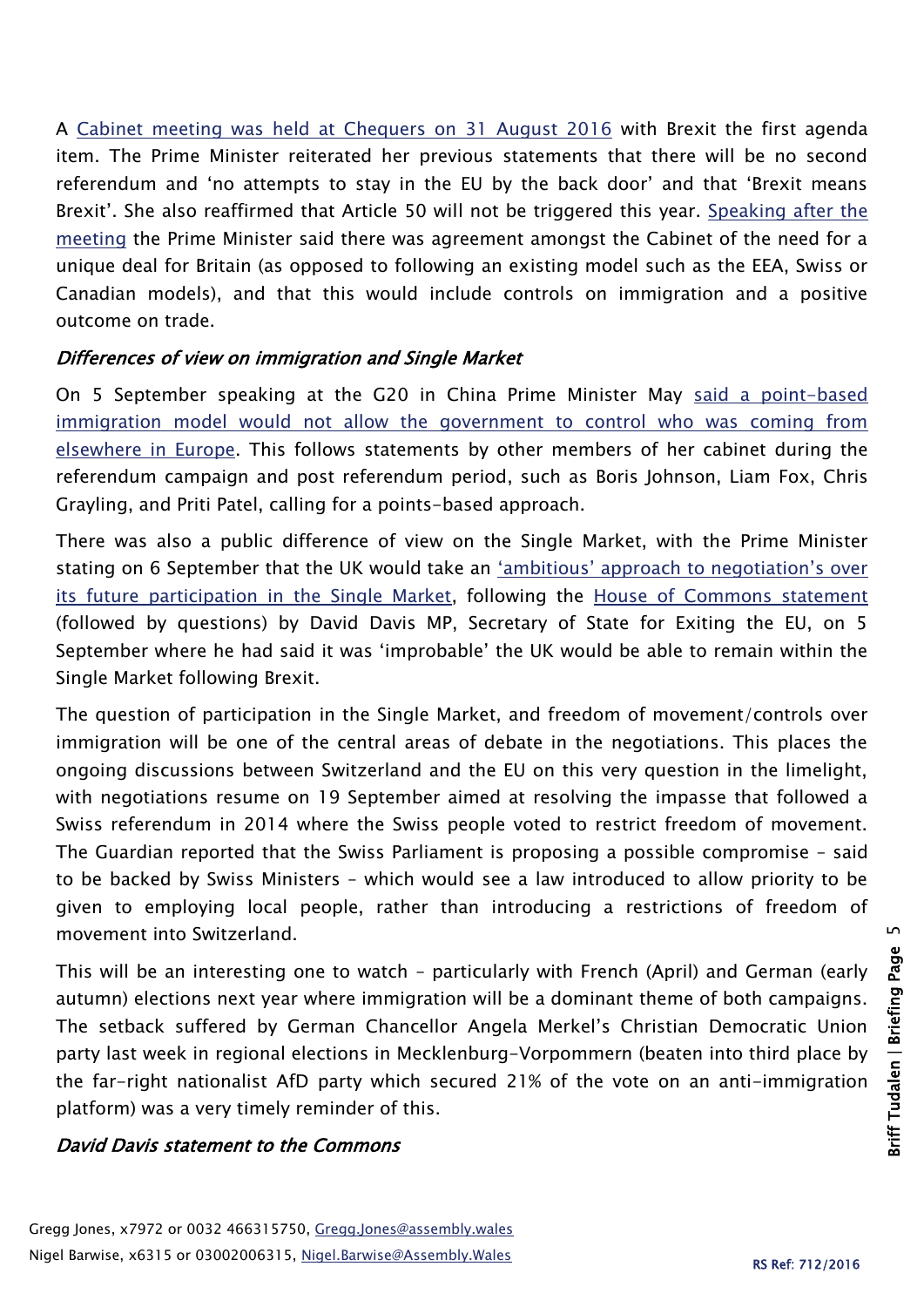A [Cabinet meeting was held at Chequers on 31 August 2016](#) with Brexit the first agenda item. The Prime Minister reiterated her previous statements that there will be no second referendum and 'no attempts to stay in the EU by the back door' and that 'Brexit means Brexit'. She also reaffirmed that Article 50 will not be triggered this year. [Speaking after the meeting](#) the Prime Minister said there was agreement amongst the Cabinet of the need for a unique deal for Britain (as opposed to following an existing model such as the EEA, Swiss or Canadian models), and that this would include controls on immigration and a positive outcome on trade.

### *Differences of view on immigration and Single Market*

On 5 September speaking at the G20 in China Prime Minister May [said a point-based immigration model would not allow the government to control who was coming from elsewhere in Europe](#). This follows statements by other members of her cabinet during the referendum campaign and post referendum period, such as Boris Johnson, Liam Fox, Chris Grayling, and Priti Patel, calling for a points-based approach.

There was also a public difference of view on the Single Market, with the Prime Minister stating on 6 September that the UK would take an ['ambitious' approach to negotiation's over its future participation in the Single Market](#), following the [House of Commons statement](#) (followed by questions) by David Davis MP, Secretary of State for Exiting the EU, on 5 September where he had said it was 'improbable' the UK would be able to remain within the Single Market following Brexit.

The question of participation in the Single Market, and freedom of movement/controls over immigration will be one of the central areas of debate in the negotiations. This places the ongoing discussions between Switzerland and the EU on this very question in the limelight, with negotiations resume on 19 September aimed at resolving the impasse that followed a Swiss referendum in 2014 where the Swiss people voted to restrict freedom of movement. The Guardian reported that the Swiss Parliament is proposing a possible compromise – said to be backed by Swiss Ministers – which would see a law introduced to allow priority to be given to employing local people, rather than introducing a restrictions of freedom of movement into Switzerland.

This will be an interesting one to watch – particularly with French (April) and German (early autumn) elections next year where immigration will be a dominant theme of both campaigns. The setback suffered by German Chancellor Angela Merkel's Christian Democratic Union party last week in regional elections in Mecklenburg-Vorpommern (beaten into third place by the far-right nationalist AfD party which secured 21% of the vote on an anti-immigration platform) was a very timely reminder of this.

### *David Davis statement to the Commons*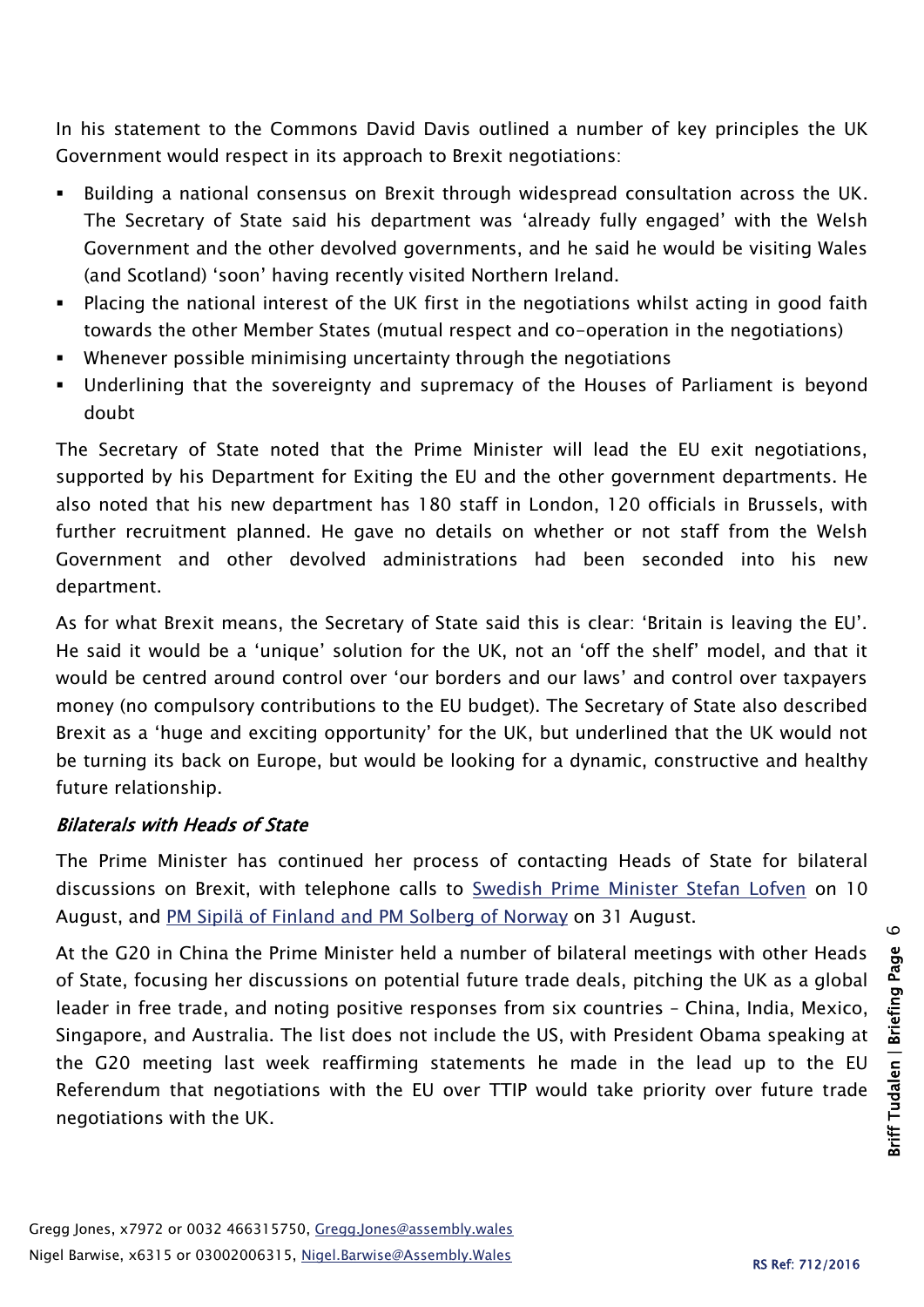In his statement to the Commons David Davis outlined a number of key principles the UK Government would respect in its approach to Brexit negotiations:

- Building a national consensus on Brexit through widespread consultation across the UK. The Secretary of State said his department was 'already fully engaged' with the Welsh Government and the other devolved governments, and he said he would be visiting Wales (and Scotland) 'soon' having recently visited Northern Ireland.
- Placing the national interest of the UK first in the negotiations whilst acting in good faith towards the other Member States (mutual respect and co-operation in the negotiations)
- Whenever possible minimising uncertainty through the negotiations
- Underlining that the sovereignty and supremacy of the Houses of Parliament is beyond doubt

The Secretary of State noted that the Prime Minister will lead the EU exit negotiations, supported by his Department for Exiting the EU and the other government departments. He also noted that his new department has 180 staff in London, 120 officials in Brussels, with further recruitment planned. He gave no details on whether or not staff from the Welsh Government and other devolved administrations had been seconded into his new department.

As for what Brexit means, the Secretary of State said this is clear: 'Britain is leaving the EU'. He said it would be a 'unique' solution for the UK, not an 'off the shelf' model, and that it would be centred around control over 'our borders and our laws' and control over taxpayers money (no compulsory contributions to the EU budget). The Secretary of State also described Brexit as a 'huge and exciting opportunity' for the UK, but underlined that the UK would not be turning its back on Europe, but would be looking for a dynamic, constructive and healthy future relationship.

### *Bilaterals with Heads of State*

The Prime Minister has continued her process of contacting Heads of State for bilateral discussions on Brexit, with telephone calls to Swedish Prime Minister Stefan Lofven on 10 August, and PM Sipilä of Finland and PM Solberg of Norway on 31 August.

At the G20 in China the Prime Minister held a number of bilateral meetings with other Heads of State, focusing her discussions on potential future trade deals, pitching the UK as a global leader in free trade, and noting positive responses from six countries – China, India, Mexico, Singapore, and Australia. The list does not include the US, with President Obama speaking at the G20 meeting last week reaffirming statements he made in the lead up to the EU Referendum that negotiations with the EU over TTIP would take priority over future trade negotiations with the UK.

Gregg Jones, x7972 or 0032 466315750, Gregg.Jones@assembly.wales
Nigel Barwise, x6315 or 03002006315, Nigel.Barwise@Assembly.Wales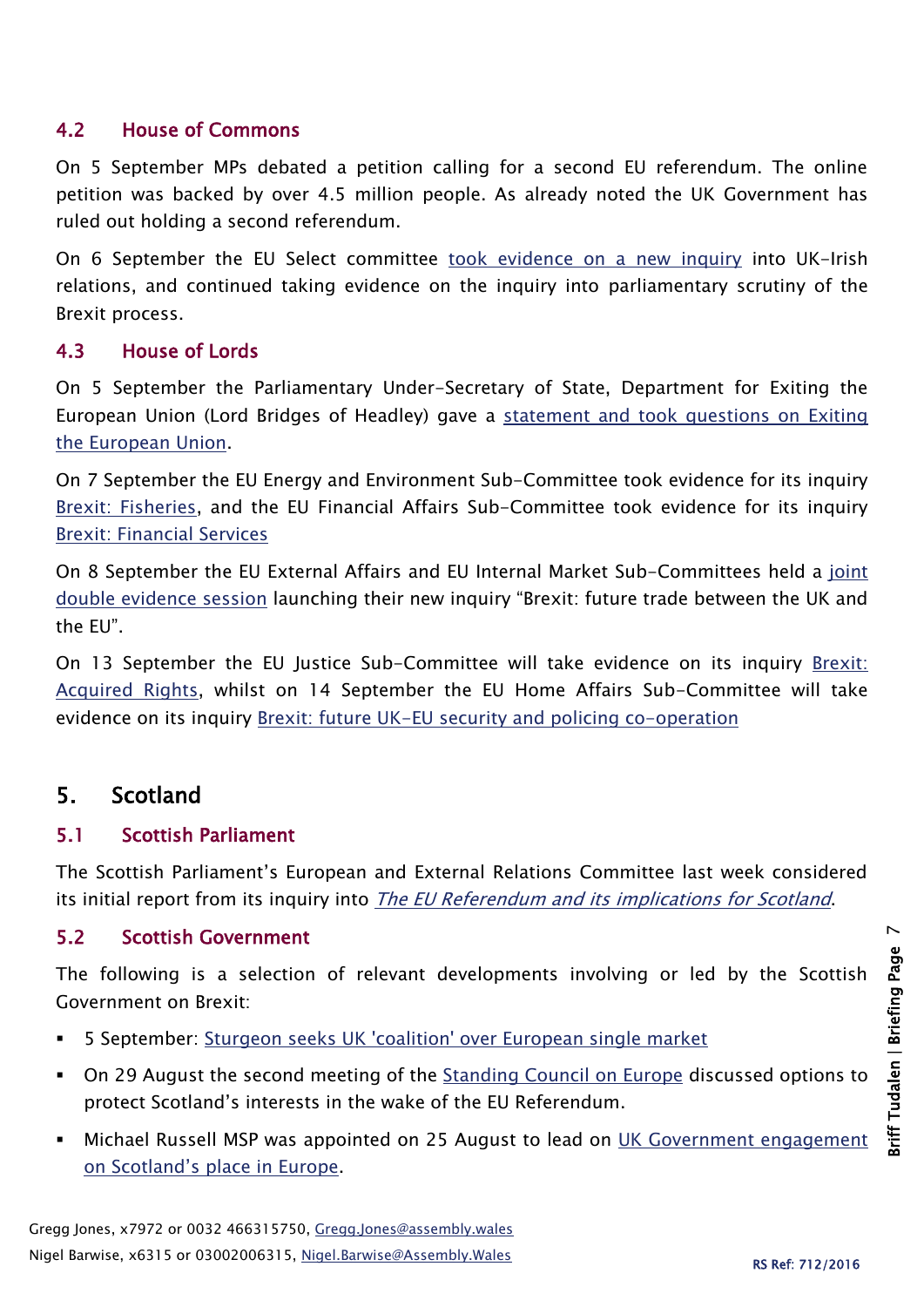### 4.2 House of Commons

On 5 September MPs debated a petition calling for a second EU referendum. The online petition was backed by over 4.5 million people. As already noted the UK Government has ruled out holding a second referendum.

On 6 September the EU Select committee took evidence on a new inquiry into UK-Irish relations, and continued taking evidence on the inquiry into parliamentary scrutiny of the Brexit process.

### 4.3 House of Lords

On 5 September the Parliamentary Under-Secretary of State, Department for Exiting the European Union (Lord Bridges of Headley) gave a statement and took questions on Exiting the European Union.

On 7 September the EU Energy and Environment Sub-Committee took evidence for its inquiry Brexit: Fisheries, and the EU Financial Affairs Sub-Committee took evidence for its inquiry Brexit: Financial Services

On 8 September the EU External Affairs and EU Internal Market Sub-Committees held a joint double evidence session launching their new inquiry "Brexit: future trade between the UK and the EU".

On 13 September the EU Justice Sub-Committee will take evidence on its inquiry Brexit: Acquired Rights, whilst on 14 September the EU Home Affairs Sub-Committee will take evidence on its inquiry Brexit: future UK-EU security and policing co-operation

## 5. Scotland

### 5.1 Scottish Parliament

The Scottish Parliament's European and External Relations Committee last week considered its initial report from its inquiry into *The EU Referendum and its implications for Scotland*.

### 5.2 Scottish Government

The following is a selection of relevant developments involving or led by the Scottish Government on Brexit:

- 5 September: Sturgeon seeks UK 'coalition' over European single market
- On 29 August the second meeting of the Standing Council on Europe discussed options to protect Scotland's interests in the wake of the EU Referendum.
- Michael Russell MSP was appointed on 25 August to lead on UK Government engagement on Scotland's place in Europe.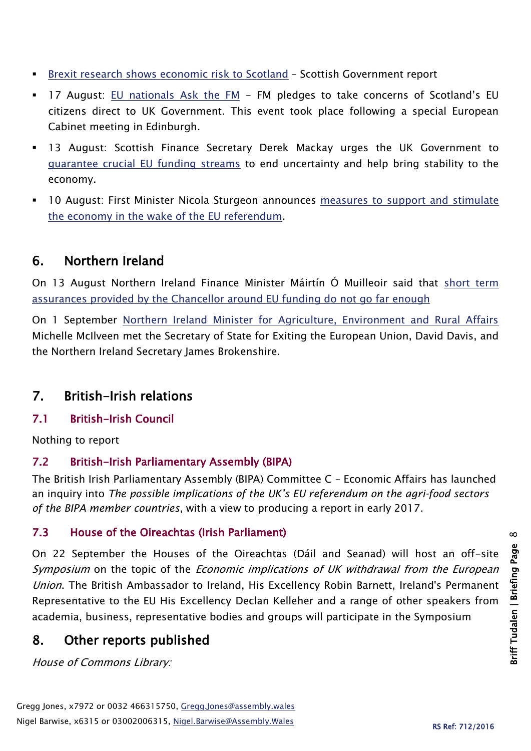- Brexit research shows economic risk to Scotland – Scottish Government report
- 17 August: EU nationals Ask the FM – FM pledges to take concerns of Scotland's EU citizens direct to UK Government. This event took place following a special European Cabinet meeting in Edinburgh.
- 13 August: Scottish Finance Secretary Derek Mackay urges the UK Government to guarantee crucial EU funding streams to end uncertainty and help bring stability to the economy.
- 10 August: First Minister Nicola Sturgeon announces measures to support and stimulate the economy in the wake of the EU referendum.

## 6. Northern Ireland

On 13 August Northern Ireland Finance Minister Máirtín Ó Muilleoir said that short term assurances provided by the Chancellor around EU funding do not go far enough

On 1 September Northern Ireland Minister for Agriculture, Environment and Rural Affairs Michelle McIlveen met the Secretary of State for Exiting the European Union, David Davis, and the Northern Ireland Secretary James Brokenshire.

## 7. British-Irish relations

### 7.1 British-Irish Council

Nothing to report

### 7.2 British-Irish Parliamentary Assembly (BIPA)

The British Irish Parliamentary Assembly (BIPA) Committee C – Economic Affairs has launched an inquiry into *The possible implications of the UK's EU referendum on the agri-food sectors of the BIPA member countries*, with a view to producing a report in early 2017.

### 7.3 House of the Oireachtas (Irish Parliament)

On 22 September the Houses of the Oireachtas (Dáil and Seanad) will host an off-site *Symposium* on the topic of the *Economic implications of UK withdrawal from the European Union*. The British Ambassador to Ireland, His Excellency Robin Barnett, Ireland's Permanent Representative to the EU His Excellency Declan Kelleher and a range of other speakers from academia, business, representative bodies and groups will participate in the Symposium

## 8. Other reports published

*House of Commons Library:*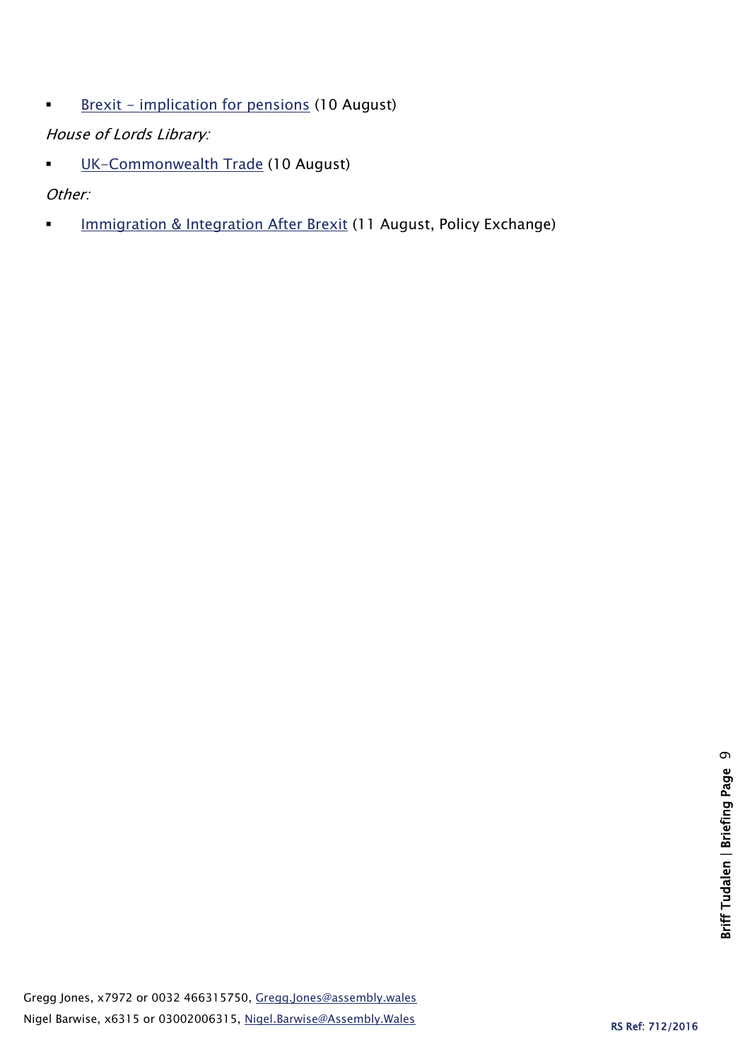- Brexit – implication for pensions (10 August)

*House of Lords Library:*

- UK-Commonwealth Trade (10 August)

*Other:*

- Immigration & Integration After Brexit (11 August, Policy Exchange)

Gregg Jones, x7972 or 0032 466315750, Gregg.Jones@assembly.wales

Nigel Barwise, x6315 or 03002006315, Nigel.Barwise@Assembly.Wales

RS Ref: 712/2016